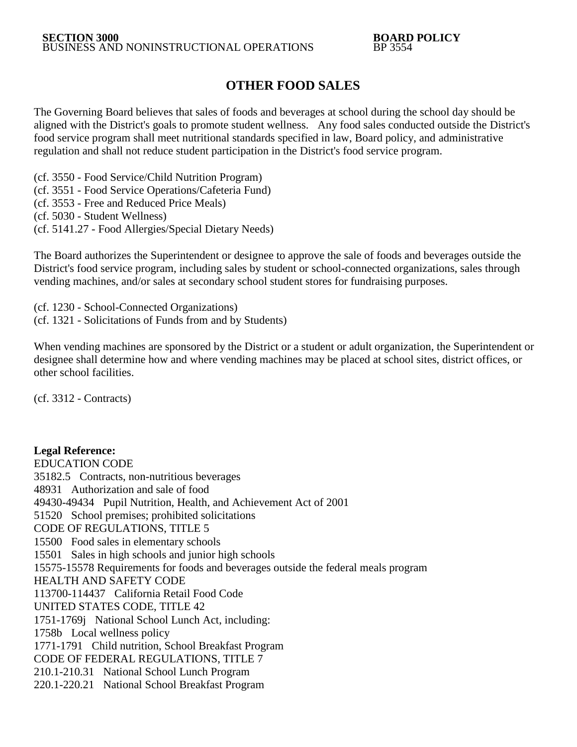**SECTION 3000** **BOARD POLICY**
BUSINESS AND NONINSTRUCTIONAL OPERATIONS BP 3554

# OTHER FOOD SALES

The Governing Board believes that sales of foods and beverages at school during the school day should be aligned with the District's goals to promote student wellness. Any food sales conducted outside the District's food service program shall meet nutritional standards specified in law, Board policy, and administrative regulation and shall not reduce student participation in the District's food service program.

(cf. 3550 - Food Service/Child Nutrition Program)
(cf. 3551 - Food Service Operations/Cafeteria Fund)
(cf. 3553 - Free and Reduced Price Meals)
(cf. 5030 - Student Wellness)
(cf. 5141.27 - Food Allergies/Special Dietary Needs)

The Board authorizes the Superintendent or designee to approve the sale of foods and beverages outside the District's food service program, including sales by student or school-connected organizations, sales through vending machines, and/or sales at secondary school student stores for fundraising purposes.

(cf. 1230 - School-Connected Organizations)
(cf. 1321 - Solicitations of Funds from and by Students)

When vending machines are sponsored by the District or a student or adult organization, the Superintendent or designee shall determine how and where vending machines may be placed at school sites, district offices, or other school facilities.

(cf. 3312 - Contracts)

**Legal Reference:**
EDUCATION CODE
35182.5 Contracts, non-nutritious beverages
48931 Authorization and sale of food
49430-49434 Pupil Nutrition, Health, and Achievement Act of 2001
51520 School premises; prohibited solicitations
CODE OF REGULATIONS, TITLE 5
15500 Food sales in elementary schools
15501 Sales in high schools and junior high schools
15575-15578 Requirements for foods and beverages outside the federal meals program
HEALTH AND SAFETY CODE
113700-114437 California Retail Food Code
UNITED STATES CODE, TITLE 42
1751-1769j National School Lunch Act, including:
1758b Local wellness policy
1771-1791 Child nutrition, School Breakfast Program
CODE OF FEDERAL REGULATIONS, TITLE 7
210.1-210.31 National School Lunch Program
220.1-220.21 National School Breakfast Program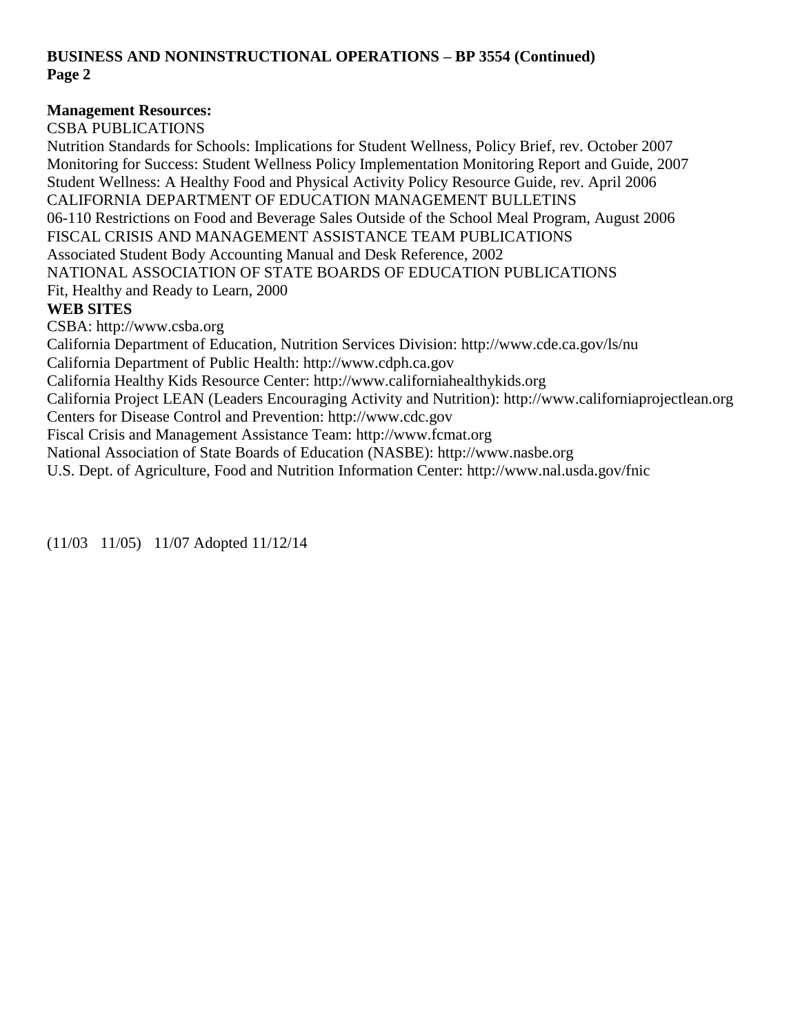**Management Resources:**

CSBA PUBLICATIONS

Nutrition Standards for Schools: Implications for Student Wellness, Policy Brief, rev. October 2007

Monitoring for Success: Student Wellness Policy Implementation Monitoring Report and Guide, 2007

Student Wellness: A Healthy Food and Physical Activity Policy Resource Guide, rev. April 2006

CALIFORNIA DEPARTMENT OF EDUCATION MANAGEMENT BULLETINS

06-110 Restrictions on Food and Beverage Sales Outside of the School Meal Program, August 2006

FISCAL CRISIS AND MANAGEMENT ASSISTANCE TEAM PUBLICATIONS

Associated Student Body Accounting Manual and Desk Reference, 2002

NATIONAL ASSOCIATION OF STATE BOARDS OF EDUCATION PUBLICATIONS

Fit, Healthy and Ready to Learn, 2000

**WEB SITES**

CSBA: http://www.csba.org

California Department of Education, Nutrition Services Division: http://www.cde.ca.gov/ls/nu

California Department of Public Health: http://www.cdph.ca.gov

California Healthy Kids Resource Center: http://www.californiahealthykids.org

California Project LEAN (Leaders Encouraging Activity and Nutrition): http://www.californiaprojectlean.org

Centers for Disease Control and Prevention: http://www.cdc.gov

Fiscal Crisis and Management Assistance Team: http://www.fcmat.org

National Association of State Boards of Education (NASBE): http://www.nasbe.org

U.S. Dept. of Agriculture, Food and Nutrition Information Center: http://www.nal.usda.gov/fnic

(11/03 11/05) 11/07 Adopted 11/12/14